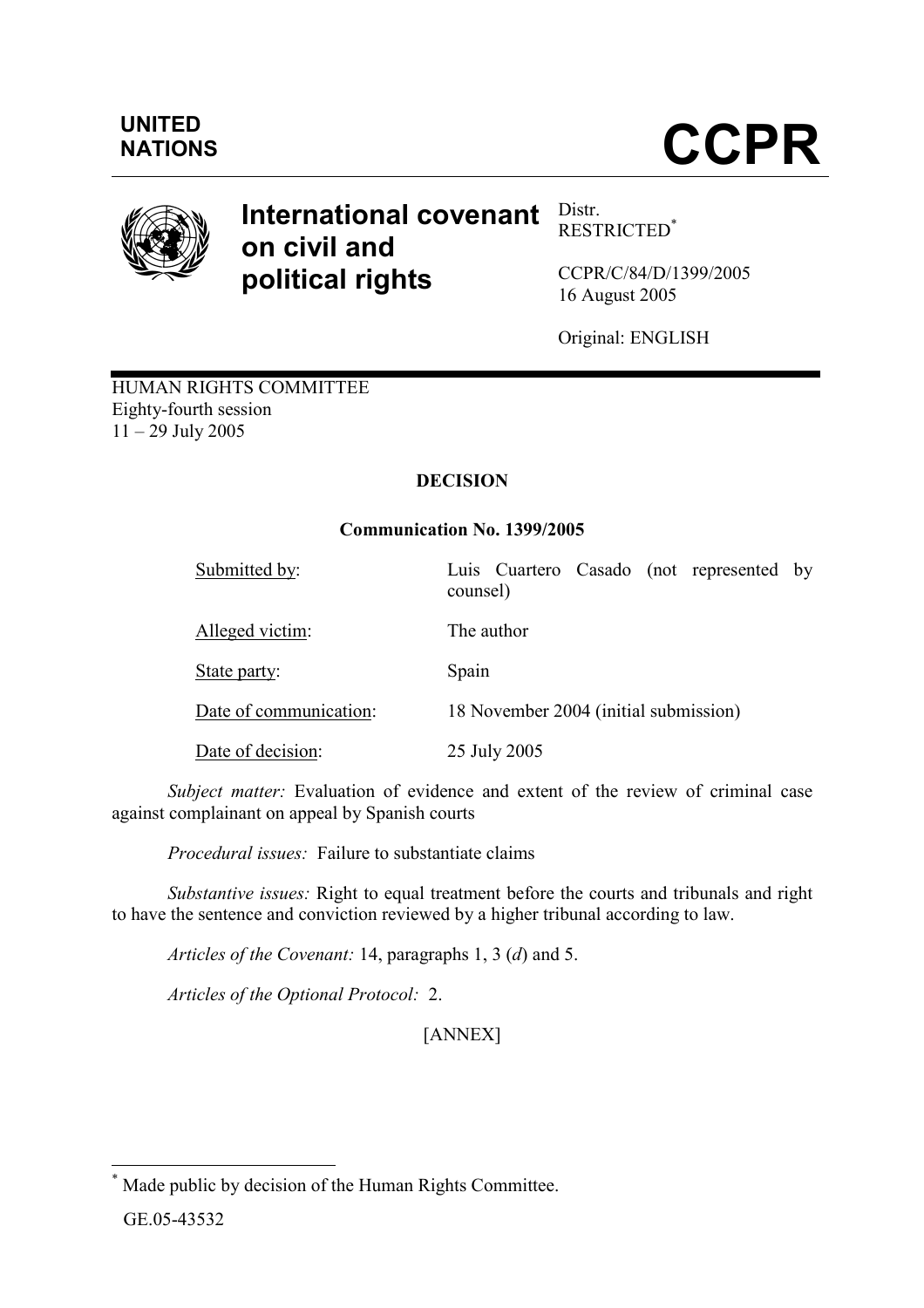UNITED NATIONS

# CCPR

# International covenant on civil and political rights

Distr.
RESTRICTED[*]

CCPR/C/84/D/1399/2005
16 August 2005

Original: ENGLISH

HUMAN RIGHTS COMMITTEE
Eighty-fourth session
11 – 29 July 2005

## DECISION

### Communication No. 1399/2005

| | |
|---|---|
| Submitted by: | Luis Cuartero Casado (not represented by counsel) |
| Alleged victim: | The author |
| State party: | Spain |
| Date of communication: | 18 November 2004 (initial submission) |
| Date of decision: | 25 July 2005 |

*Subject matter:* Evaluation of evidence and extent of the review of criminal case against complainant on appeal by Spanish courts

*Procedural issues:* Failure to substantiate claims

*Substantive issues:* Right to equal treatment before the courts and tribunals and right to have the sentence and conviction reviewed by a higher tribunal according to law.

*Articles of the Covenant:* 14, paragraphs 1, 3 (*d*) and 5.

*Articles of the Optional Protocol:* 2.

[ANNEX]

[*] Made public by decision of the Human Rights Committee.

GE.05-43532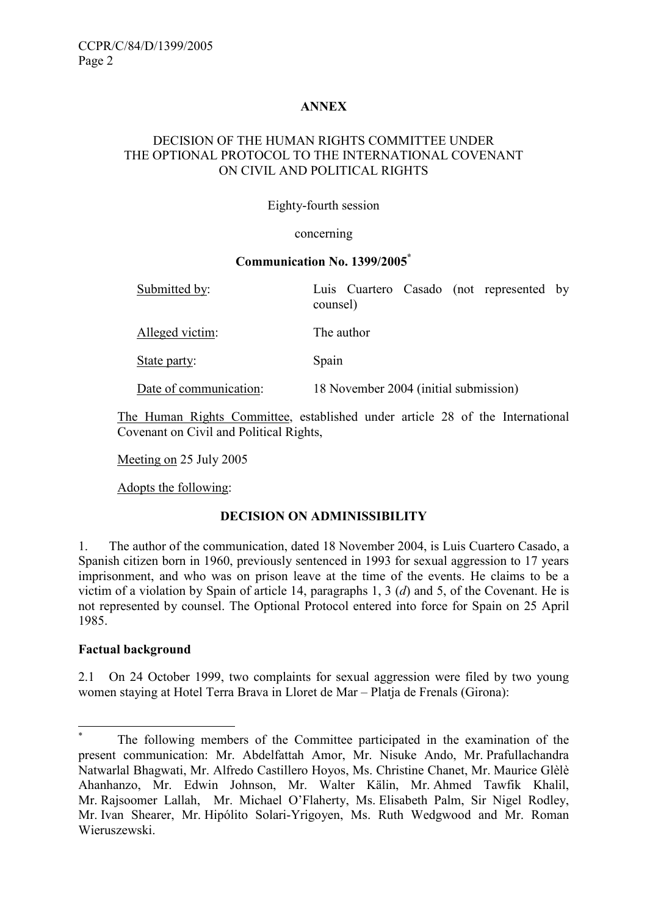**ANNEX**

DECISION OF THE HUMAN RIGHTS COMMITTEE UNDER THE OPTIONAL PROTOCOL TO THE INTERNATIONAL COVENANT ON CIVIL AND POLITICAL RIGHTS

Eighty-fourth session

concerning

**Communication No. 1399/2005[*]**

| | |
|---|---|
| Submitted by: | Luis Cuartero Casado (not represented by counsel) |
| Alleged victim: | The author |
| State party: | Spain |
| Date of communication: | 18 November 2004 (initial submission) |

The Human Rights Committee, established under article 28 of the International Covenant on Civil and Political Rights,

Meeting on 25 July 2005

Adopts the following:

**DECISION ON ADMISSIBILITY**

1. The author of the communication, dated 18 November 2004, is Luis Cuartero Casado, a Spanish citizen born in 1960, previously sentenced in 1993 for sexual aggression to 17 years imprisonment, and who was on prison leave at the time of the events. He claims to be a victim of a violation by Spain of article 14, paragraphs 1, 3 (*d*) and 5, of the Covenant. He is not represented by counsel. The Optional Protocol entered into force for Spain on 25 April 1985.

**Factual background**

2.1 On 24 October 1999, two complaints for sexual aggression were filed by two young women staying at Hotel Terra Brava in Lloret de Mar – Platja de Frenals (Girona):

[*] The following members of the Committee participated in the examination of the present communication: Mr. Abdelfattah Amor, Mr. Nisuke Ando, Mr. Prafullachandra Natwarlal Bhagwati, Mr. Alfredo Castillero Hoyos, Ms. Christine Chanet, Mr. Maurice Glèlè Ahanhanzo, Mr. Edwin Johnson, Mr. Walter Kälin, Mr. Ahmed Tawfik Khalil, Mr. Rajsoomer Lallah, Mr. Michael O'Flaherty, Ms. Elisabeth Palm, Sir Nigel Rodley, Mr. Ivan Shearer, Mr. Hipólito Solari-Yrigoyen, Ms. Ruth Wedgwood and Mr. Roman Wieruszewski.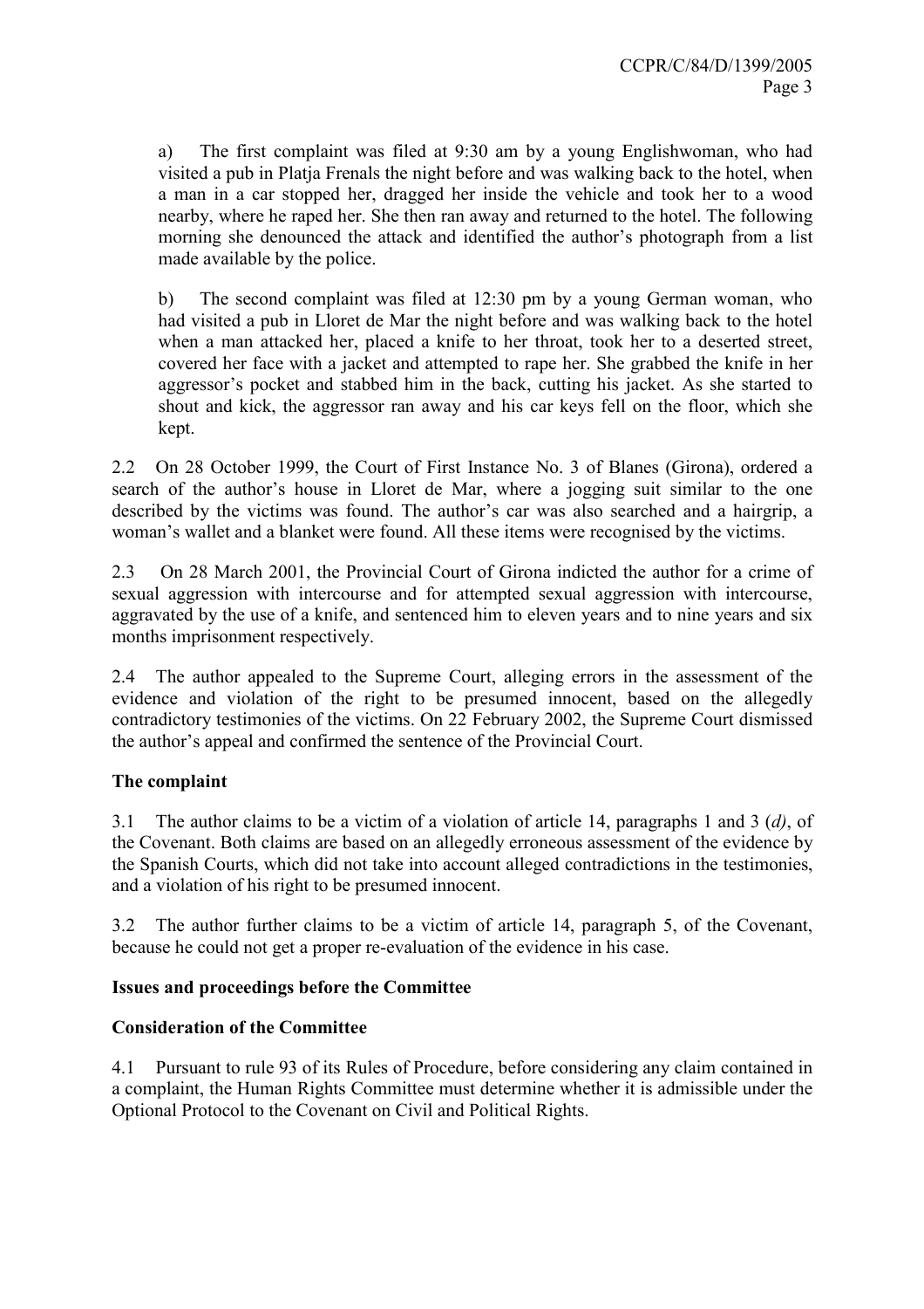a) The first complaint was filed at 9:30 am by a young Englishwoman, who had visited a pub in Platja Frenals the night before and was walking back to the hotel, when a man in a car stopped her, dragged her inside the vehicle and took her to a wood nearby, where he raped her. She then ran away and returned to the hotel. The following morning she denounced the attack and identified the author's photograph from a list made available by the police.

b) The second complaint was filed at 12:30 pm by a young German woman, who had visited a pub in Lloret de Mar the night before and was walking back to the hotel when a man attacked her, placed a knife to her throat, took her to a deserted street, covered her face with a jacket and attempted to rape her. She grabbed the knife in her aggressor's pocket and stabbed him in the back, cutting his jacket. As she started to shout and kick, the aggressor ran away and his car keys fell on the floor, which she kept.

2.2 On 28 October 1999, the Court of First Instance No. 3 of Blanes (Girona), ordered a search of the author's house in Lloret de Mar, where a jogging suit similar to the one described by the victims was found. The author's car was also searched and a hairgrip, a woman's wallet and a blanket were found. All these items were recognised by the victims.

2.3 On 28 March 2001, the Provincial Court of Girona indicted the author for a crime of sexual aggression with intercourse and for attempted sexual aggression with intercourse, aggravated by the use of a knife, and sentenced him to eleven years and to nine years and six months imprisonment respectively.

2.4 The author appealed to the Supreme Court, alleging errors in the assessment of the evidence and violation of the right to be presumed innocent, based on the allegedly contradictory testimonies of the victims. On 22 February 2002, the Supreme Court dismissed the author's appeal and confirmed the sentence of the Provincial Court.

**The complaint**

3.1 The author claims to be a victim of a violation of article 14, paragraphs 1 and 3 (*d*), of the Covenant. Both claims are based on an allegedly erroneous assessment of the evidence by the Spanish Courts, which did not take into account alleged contradictions in the testimonies, and a violation of his right to be presumed innocent.

3.2 The author further claims to be a victim of article 14, paragraph 5, of the Covenant, because he could not get a proper re-evaluation of the evidence in his case.

**Issues and proceedings before the Committee**

**Consideration of the Committee**

4.1 Pursuant to rule 93 of its Rules of Procedure, before considering any claim contained in a complaint, the Human Rights Committee must determine whether it is admissible under the Optional Protocol to the Covenant on Civil and Political Rights.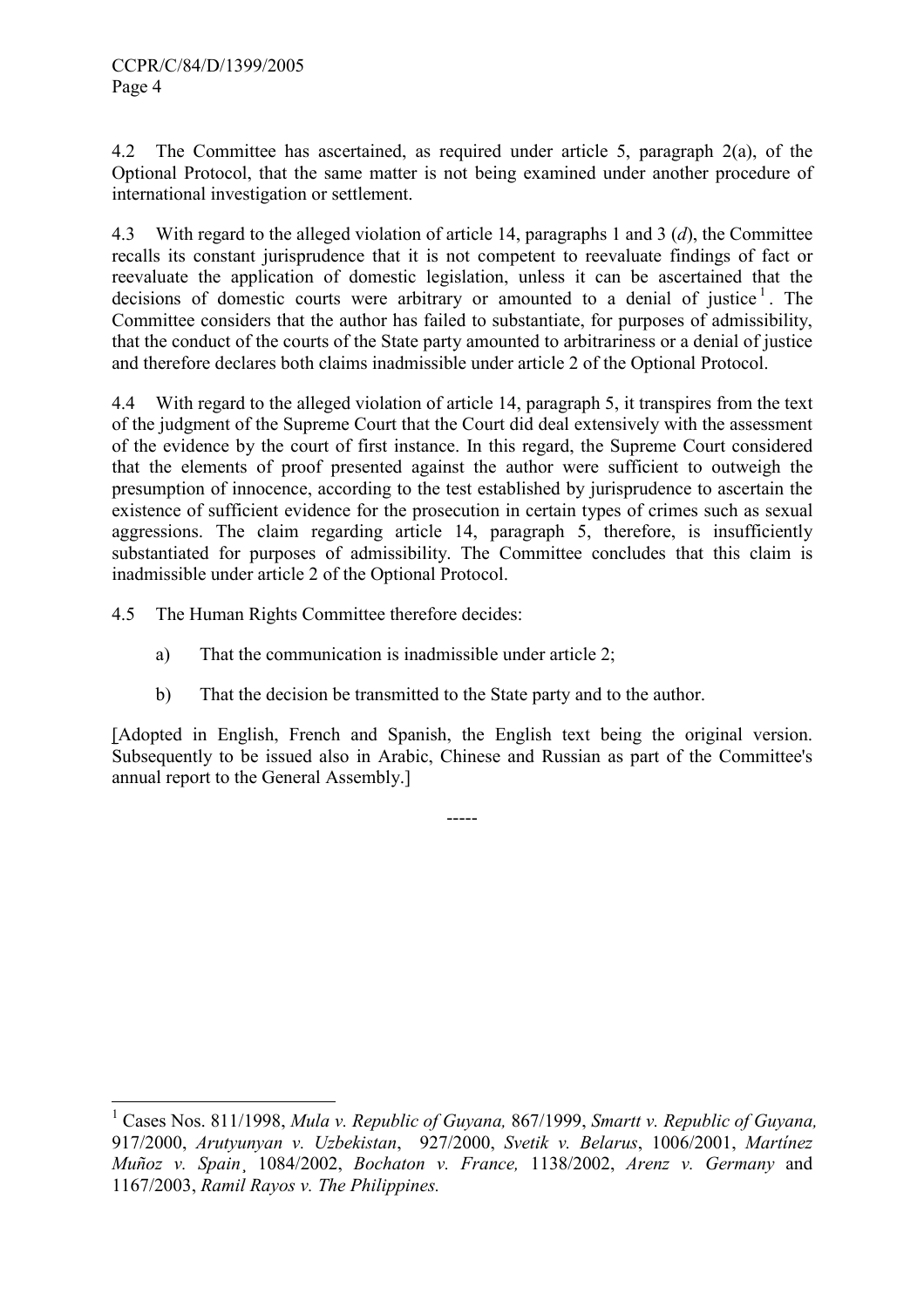4.2 The Committee has ascertained, as required under article 5, paragraph 2(a), of the Optional Protocol, that the same matter is not being examined under another procedure of international investigation or settlement.

4.3 With regard to the alleged violation of article 14, paragraphs 1 and 3 (*d*), the Committee recalls its constant jurisprudence that it is not competent to reevaluate findings of fact or reevaluate the application of domestic legislation, unless it can be ascertained that the decisions of domestic courts were arbitrary or amounted to a denial of justice[1]. The Committee considers that the author has failed to substantiate, for purposes of admissibility, that the conduct of the courts of the State party amounted to arbitrariness or a denial of justice and therefore declares both claims inadmissible under article 2 of the Optional Protocol.

4.4 With regard to the alleged violation of article 14, paragraph 5, it transpires from the text of the judgment of the Supreme Court that the Court did deal extensively with the assessment of the evidence by the court of first instance. In this regard, the Supreme Court considered that the elements of proof presented against the author were sufficient to outweigh the presumption of innocence, according to the test established by jurisprudence to ascertain the existence of sufficient evidence for the prosecution in certain types of crimes such as sexual aggressions. The claim regarding article 14, paragraph 5, therefore, is insufficiently substantiated for purposes of admissibility. The Committee concludes that this claim is inadmissible under article 2 of the Optional Protocol.

4.5 The Human Rights Committee therefore decides:

a) That the communication is inadmissible under article 2;

b) That the decision be transmitted to the State party and to the author.

[Adopted in English, French and Spanish, the English text being the original version. Subsequently to be issued also in Arabic, Chinese and Russian as part of the Committee's annual report to the General Assembly.]

-----

[1] Cases Nos. 811/1998, *Mula v. Republic of Guyana,* 867/1999, *Smartt v. Republic of Guyana,* 917/2000, *Arutyunyan v. Uzbekistan*, 927/2000, *Svetik v. Belarus*, 1006/2001, *Martínez Muñoz v. Spain*¸ 1084/2002, *Bochaton v. France,* 1138/2002, *Arenz v. Germany* and 1167/2003, *Ramil Rayos v. The Philippines.*